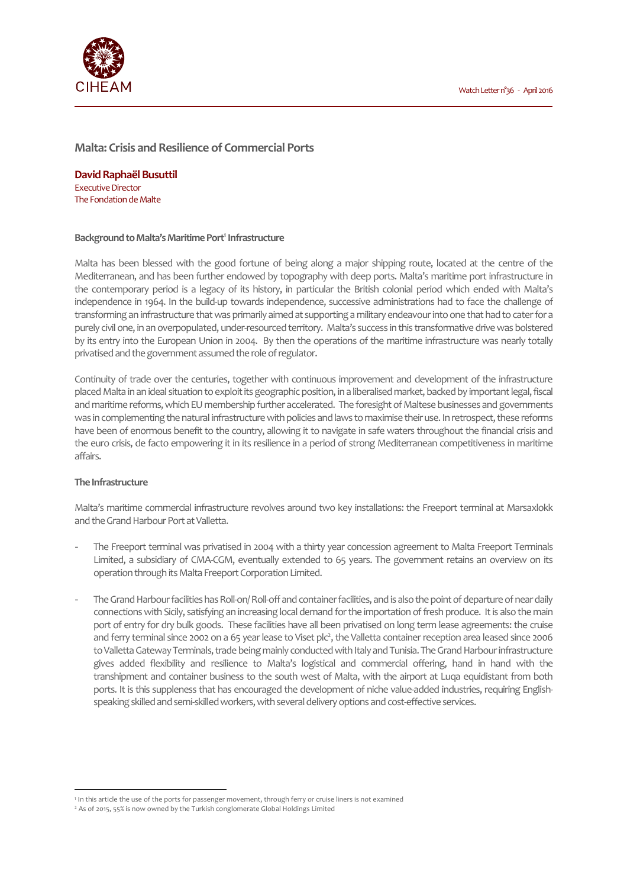# Malta: Crisis and Resilience of Commercial Ports

**David Raphaël Busuttil**
Executive Director
The Fondation de Malte

### Background to Malta's Maritime Port[1] Infrastructure

Malta has been blessed with the good fortune of being along a major shipping route, located at the centre of the Mediterranean, and has been further endowed by topography with deep ports. Malta's maritime port infrastructure in the contemporary period is a legacy of its history, in particular the British colonial period which ended with Malta's independence in 1964. In the build-up towards independence, successive administrations had to face the challenge of transforming an infrastructure that was primarily aimed at supporting a military endeavour into one that had to cater for a purely civil one, in an overpopulated, under-resourced territory. Malta's success in this transformative drive was bolstered by its entry into the European Union in 2004. By then the operations of the maritime infrastructure was nearly totally privatised and the government assumed the role of regulator.

Continuity of trade over the centuries, together with continuous improvement and development of the infrastructure placed Malta in an ideal situation to exploit its geographic position, in a liberalised market, backed by important legal, fiscal and maritime reforms, which EU membership further accelerated. The foresight of Maltese businesses and governments was in complementing the natural infrastructure with policies and laws to maximise their use. In retrospect, these reforms have been of enormous benefit to the country, allowing it to navigate in safe waters throughout the financial crisis and the euro crisis, de facto empowering it in its resilience in a period of strong Mediterranean competitiveness in maritime affairs.

### The Infrastructure

Malta's maritime commercial infrastructure revolves around two key installations: the Freeport terminal at Marsaxlokk and the Grand Harbour Port at Valletta.

- The Freeport terminal was privatised in 2004 with a thirty year concession agreement to Malta Freeport Terminals Limited, a subsidiary of CMA-CGM, eventually extended to 65 years. The government retains an overview on its operation through its Malta Freeport Corporation Limited.
- The Grand Harbour facilities has Roll-on/ Roll-off and container facilities, and is also the point of departure of near daily connections with Sicily, satisfying an increasing local demand for the importation of fresh produce. It is also the main port of entry for dry bulk goods. These facilities have all been privatised on long term lease agreements: the cruise and ferry terminal since 2002 on a 65 year lease to Viset plc[2], the Valletta container reception area leased since 2006 to Valletta Gateway Terminals, trade being mainly conducted with Italy and Tunisia. The Grand Harbour infrastructure gives added flexibility and resilience to Malta's logistical and commercial offering, hand in hand with the transhipment and container business to the south west of Malta, with the airport at Luqa equidistant from both ports. It is this suppleness that has encouraged the development of niche value-added industries, requiring English-speaking skilled and semi-skilled workers, with several delivery options and cost-effective services.

---

[1] In this article the use of the ports for passenger movement, through ferry or cruise liners is not examined

[2] As of 2015, 55% is now owned by the Turkish conglomerate Global Holdings Limited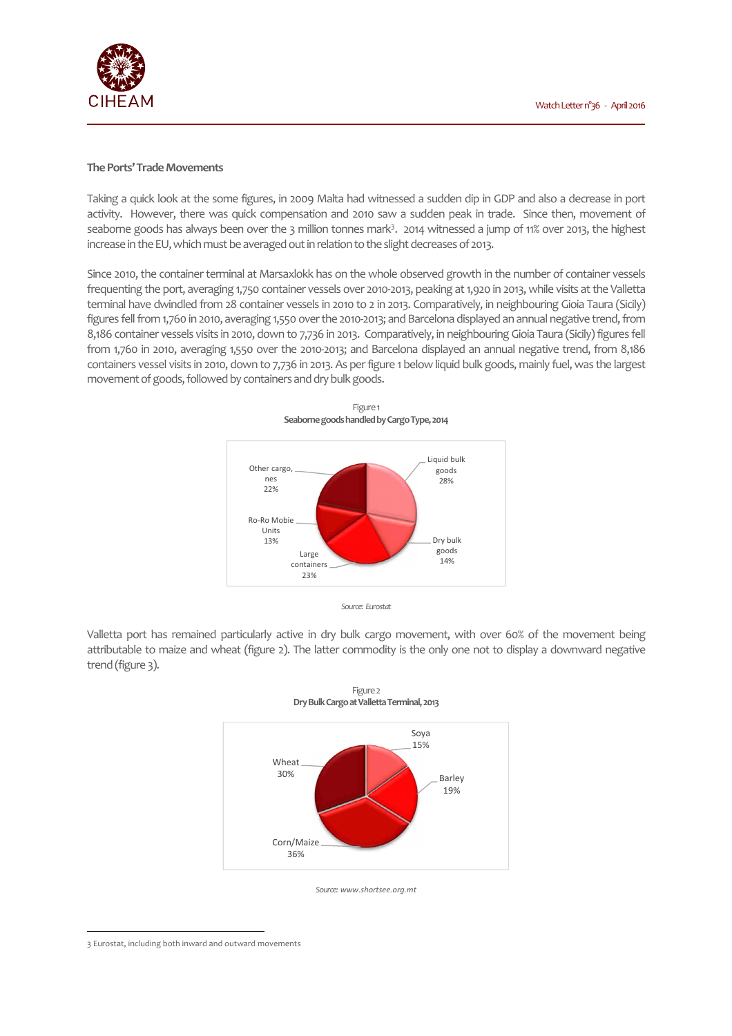### The Ports' Trade Movements

Taking a quick look at the some figures, in 2009 Malta had witnessed a sudden dip in GDP and also a decrease in port activity. However, there was quick compensation and 2010 saw a sudden peak in trade. Since then, movement of seaborne goods has always been over the 3 million tonnes mark[3]. 2014 witnessed a jump of 11% over 2013, the highest increase in the EU, which must be averaged out in relation to the slight decreases of 2013.

Since 2010, the container terminal at Marsaxlokk has on the whole observed growth in the number of container vessels frequenting the port, averaging 1,750 container vessels over 2010-2013, peaking at 1,920 in 2013, while visits at the Valletta terminal have dwindled from 28 container vessels in 2010 to 2 in 2013. Comparatively, in neighbouring Gioia Taura (Sicily) figures fell from 1,760 in 2010, averaging 1,550 over the 2010-2013; and Barcelona displayed an annual negative trend, from 8,186 container vessels visits in 2010, down to 7,736 in 2013. Comparatively, in neighbouring Gioia Taura (Sicily) figures fell from 1,760 in 2010, averaging 1,550 over the 2010-2013; and Barcelona displayed an annual negative trend, from 8,186 containers vessel visits in 2010, down to 7,736 in 2013. As per figure 1 below liquid bulk goods, mainly fuel, was the largest movement of goods, followed by containers and dry bulk goods.

Figure 1
**Seaborne goods handled by Cargo Type, 2014**

| Cargo Type | Share |
| --- | --- |
| Liquid bulk goods | 28% |
| Dry bulk goods | 14% |
| Large containers | 23% |
| Ro-Ro Mobie Units | 13% |
| Other cargo, nes | 22% |

*Source: Eurostat*

Valletta port has remained particularly active in dry bulk cargo movement, with over 60% of the movement being attributable to maize and wheat (figure 2). The latter commodity is the only one not to display a downward negative trend (figure 3).

Figure 2
**Dry Bulk Cargo at Valletta Terminal, 2013**

| Commodity | Share |
| --- | --- |
| Soya | 15% |
| Barley | 19% |
| Corn/Maize | 36% |
| Wheat | 30% |

*Source: www.shortsee.org.mt*

---

[3] Eurostat, including both inward and outward movements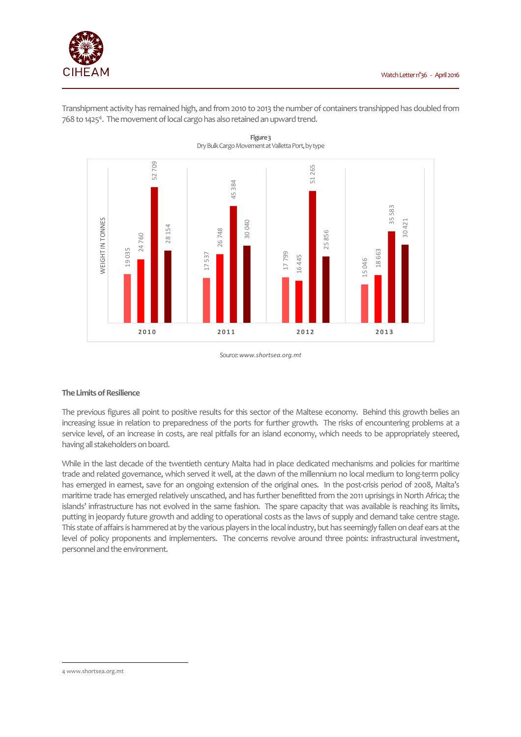Transhipment activity has remained high, and from 2010 to 2013 the number of containers transhipped has doubled from 768 to 1425[4]. The movement of local cargo has also retained an upward trend.

**Figure 3**
Dry Bulk Cargo Movement at Valletta Port, by type

| Year | | | | |
|---|---|---|---|---|
| 2010 | 19 035 | 24 760 | 52 709 | 28 154 |
| 2011 | 17 537 | 26 748 | 45 384 | 30 040 |
| 2012 | 17 799 | 16 445 | 51 265 | 25 856 |
| 2013 | 15 046 | 18 663 | 35 583 | 30 421 |

WEIGHT IN TONNES

*Source: www.shortsea.org.mt*

### The Limits of Resilience

The previous figures all point to positive results for this sector of the Maltese economy. Behind this growth belies an increasing issue in relation to preparedness of the ports for further growth. The risks of encountering problems at a service level, of an increase in costs, are real pitfalls for an island economy, which needs to be appropriately steered, having all stakeholders on board.

While in the last decade of the twentieth century Malta had in place dedicated mechanisms and policies for maritime trade and related governance, which served it well, at the dawn of the millennium no local medium to long-term policy has emerged in earnest, save for an ongoing extension of the original ones. In the post-crisis period of 2008, Malta's maritime trade has emerged relatively unscathed, and has further benefitted from the 2011 uprisings in North Africa; the islands' infrastructure has not evolved in the same fashion. The spare capacity that was available is reaching its limits, putting in jeopardy future growth and adding to operational costs as the laws of supply and demand take centre stage. This state of affairs is hammered at by the various players in the local industry, but has seemingly fallen on deaf ears at the level of policy proponents and implementers. The concerns revolve around three points: infrastructural investment, personnel and the environment.

---

4 www.shortsea.org.mt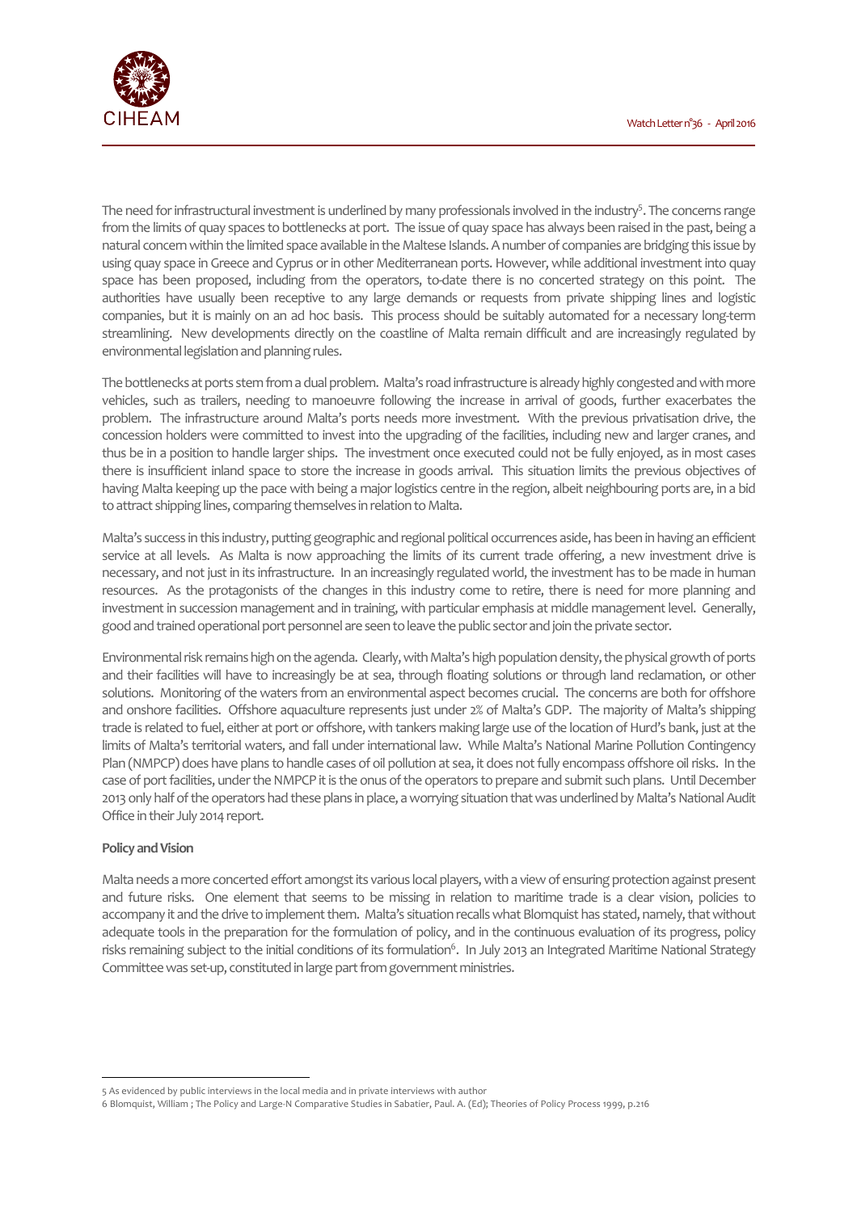The need for infrastructural investment is underlined by many professionals involved in the industry[5]. The concerns range from the limits of quay spaces to bottlenecks at port. The issue of quay space has always been raised in the past, being a natural concern within the limited space available in the Maltese Islands. A number of companies are bridging this issue by using quay space in Greece and Cyprus or in other Mediterranean ports. However, while additional investment into quay space has been proposed, including from the operators, to-date there is no concerted strategy on this point. The authorities have usually been receptive to any large demands or requests from private shipping lines and logistic companies, but it is mainly on an ad hoc basis. This process should be suitably automated for a necessary long-term streamlining. New developments directly on the coastline of Malta remain difficult and are increasingly regulated by environmental legislation and planning rules.

The bottlenecks at ports stem from a dual problem. Malta's road infrastructure is already highly congested and with more vehicles, such as trailers, needing to manoeuvre following the increase in arrival of goods, further exacerbates the problem. The infrastructure around Malta's ports needs more investment. With the previous privatisation drive, the concession holders were committed to invest into the upgrading of the facilities, including new and larger cranes, and thus be in a position to handle larger ships. The investment once executed could not be fully enjoyed, as in most cases there is insufficient inland space to store the increase in goods arrival. This situation limits the previous objectives of having Malta keeping up the pace with being a major logistics centre in the region, albeit neighbouring ports are, in a bid to attract shipping lines, comparing themselves in relation to Malta.

Malta's success in this industry, putting geographic and regional political occurrences aside, has been in having an efficient service at all levels. As Malta is now approaching the limits of its current trade offering, a new investment drive is necessary, and not just in its infrastructure. In an increasingly regulated world, the investment has to be made in human resources. As the protagonists of the changes in this industry come to retire, there is need for more planning and investment in succession management and in training, with particular emphasis at middle management level. Generally, good and trained operational port personnel are seen to leave the public sector and join the private sector.

Environmental risk remains high on the agenda. Clearly, with Malta's high population density, the physical growth of ports and their facilities will have to increasingly be at sea, through floating solutions or through land reclamation, or other solutions. Monitoring of the waters from an environmental aspect becomes crucial. The concerns are both for offshore and onshore facilities. Offshore aquaculture represents just under 2% of Malta's GDP. The majority of Malta's shipping trade is related to fuel, either at port or offshore, with tankers making large use of the location of Hurd's bank, just at the limits of Malta's territorial waters, and fall under international law. While Malta's National Marine Pollution Contingency Plan (NMPCP) does have plans to handle cases of oil pollution at sea, it does not fully encompass offshore oil risks. In the case of port facilities, under the NMPCP it is the onus of the operators to prepare and submit such plans. Until December 2013 only half of the operators had these plans in place, a worrying situation that was underlined by Malta's National Audit Office in their July 2014 report.

**Policy and Vision**

Malta needs a more concerted effort amongst its various local players, with a view of ensuring protection against present and future risks. One element that seems to be missing in relation to maritime trade is a clear vision, policies to accompany it and the drive to implement them. Malta's situation recalls what Blomquist has stated, namely, that without adequate tools in the preparation for the formulation of policy, and in the continuous evaluation of its progress, policy risks remaining subject to the initial conditions of its formulation[6]. In July 2013 an Integrated Maritime National Strategy Committee was set-up, constituted in large part from government ministries.

---

5 As evidenced by public interviews in the local media and in private interviews with author

6 Blomquist, William ; The Policy and Large-N Comparative Studies in Sabatier, Paul. A. (Ed); Theories of Policy Process 1999, p.216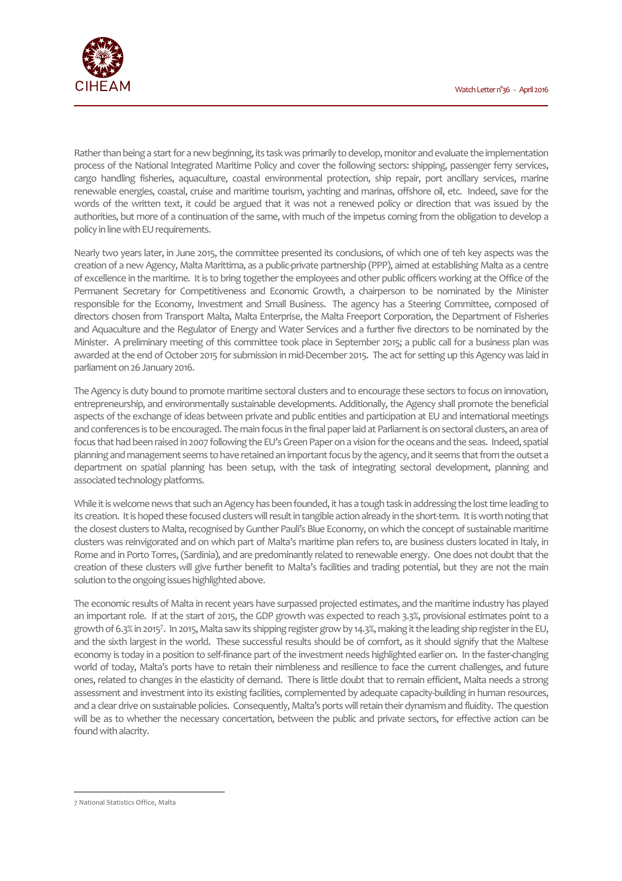Rather than being a start for a new beginning, its task was primarily to develop, monitor and evaluate the implementation process of the National Integrated Maritime Policy and cover the following sectors: shipping, passenger ferry services, cargo handling fisheries, aquaculture, coastal environmental protection, ship repair, port ancillary services, marine renewable energies, coastal, cruise and maritime tourism, yachting and marinas, offshore oil, etc. Indeed, save for the words of the written text, it could be argued that it was not a renewed policy or direction that was issued by the authorities, but more of a continuation of the same, with much of the impetus coming from the obligation to develop a policy in line with EU requirements.

Nearly two years later, in June 2015, the committee presented its conclusions, of which one of teh key aspects was the creation of a new Agency, Malta Marittima, as a public-private partnership (PPP), aimed at establishing Malta as a centre of excellence in the maritime. It is to bring together the employees and other public officers working at the Office of the Permanent Secretary for Competitiveness and Economic Growth, a chairperson to be nominated by the Minister responsible for the Economy, Investment and Small Business. The agency has a Steering Committee, composed of directors chosen from Transport Malta, Malta Enterprise, the Malta Freeport Corporation, the Department of Fisheries and Aquaculture and the Regulator of Energy and Water Services and a further five directors to be nominated by the Minister. A preliminary meeting of this committee took place in September 2015; a public call for a business plan was awarded at the end of October 2015 for submission in mid-December 2015. The act for setting up this Agency was laid in parliament on 26 January 2016.

The Agency is duty bound to promote maritime sectoral clusters and to encourage these sectors to focus on innovation, entrepreneurship, and environmentally sustainable developments. Additionally, the Agency shall promote the beneficial aspects of the exchange of ideas between private and public entities and participation at EU and international meetings and conferences is to be encouraged. The main focus in the final paper laid at Parliament is on sectoral clusters, an area of focus that had been raised in 2007 following the EU's Green Paper on a vision for the oceans and the seas. Indeed, spatial planning and management seems to have retained an important focus by the agency, and it seems that from the outset a department on spatial planning has been setup, with the task of integrating sectoral development, planning and associated technology platforms.

While it is welcome news that such an Agency has been founded, it has a tough task in addressing the lost time leading to its creation. It is hoped these focused clusters will result in tangible action already in the short-term. It is worth noting that the closest clusters to Malta, recognised by Gunther Pauli's Blue Economy, on which the concept of sustainable maritime clusters was reinvigorated and on which part of Malta's maritime plan refers to, are business clusters located in Italy, in Rome and in Porto Torres, (Sardinia), and are predominantly related to renewable energy. One does not doubt that the creation of these clusters will give further benefit to Malta's facilities and trading potential, but they are not the main solution to the ongoing issues highlighted above.

The economic results of Malta in recent years have surpassed projected estimates, and the maritime industry has played an important role. If at the start of 2015, the GDP growth was expected to reach 3.3%, provisional estimates point to a growth of 6.3% in 2015[7]. In 2015, Malta saw its shipping register grow by 14.3%, making it the leading ship register in the EU, and the sixth largest in the world. These successful results should be of comfort, as it should signify that the Maltese economy is today in a position to self-finance part of the investment needs highlighted earlier on. In the faster-changing world of today, Malta's ports have to retain their nimbleness and resilience to face the current challenges, and future ones, related to changes in the elasticity of demand. There is little doubt that to remain efficient, Malta needs a strong assessment and investment into its existing facilities, complemented by adequate capacity-building in human resources, and a clear drive on sustainable policies. Consequently, Malta's ports will retain their dynamism and fluidity. The question will be as to whether the necessary concertation, between the public and private sectors, for effective action can be found with alacrity.

---

[7] National Statistics Office, Malta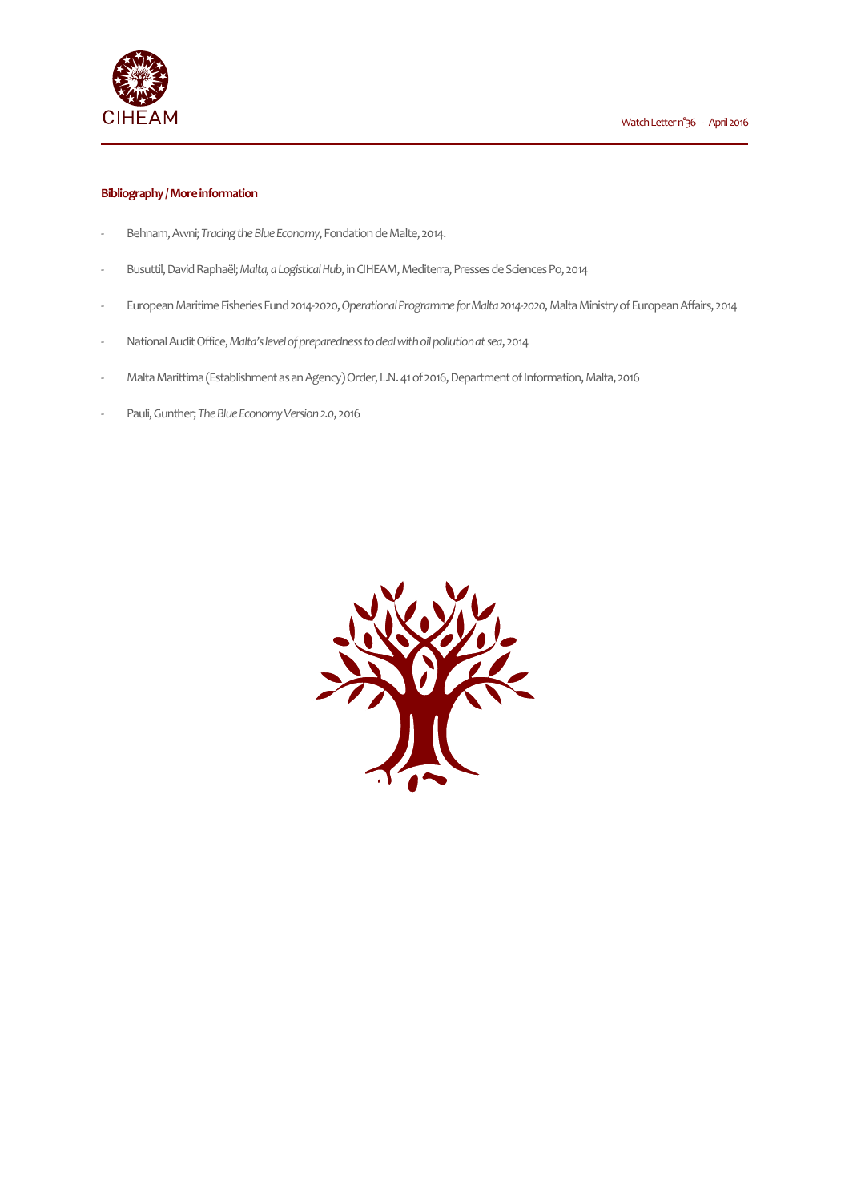**Bibliography / More information**

- Behnam, Awni; *Tracing the Blue Economy*, Fondation de Malte, 2014.
- Busuttil, David Raphaël; *Malta, a Logistical Hub*, in CIHEAM, Mediterra, Presses de Sciences Po, 2014
- European Maritime Fisheries Fund 2014-2020, *Operational Programme for Malta 2014-2020*, Malta Ministry of European Affairs, 2014
- National Audit Office, *Malta's level of preparedness to deal with oil pollution at sea*, 2014
- Malta Marittima (Establishment as an Agency) Order, L.N. 41 of 2016, Department of Information, Malta, 2016
- Pauli, Gunther; *The Blue Economy Version* 2.0, 2016